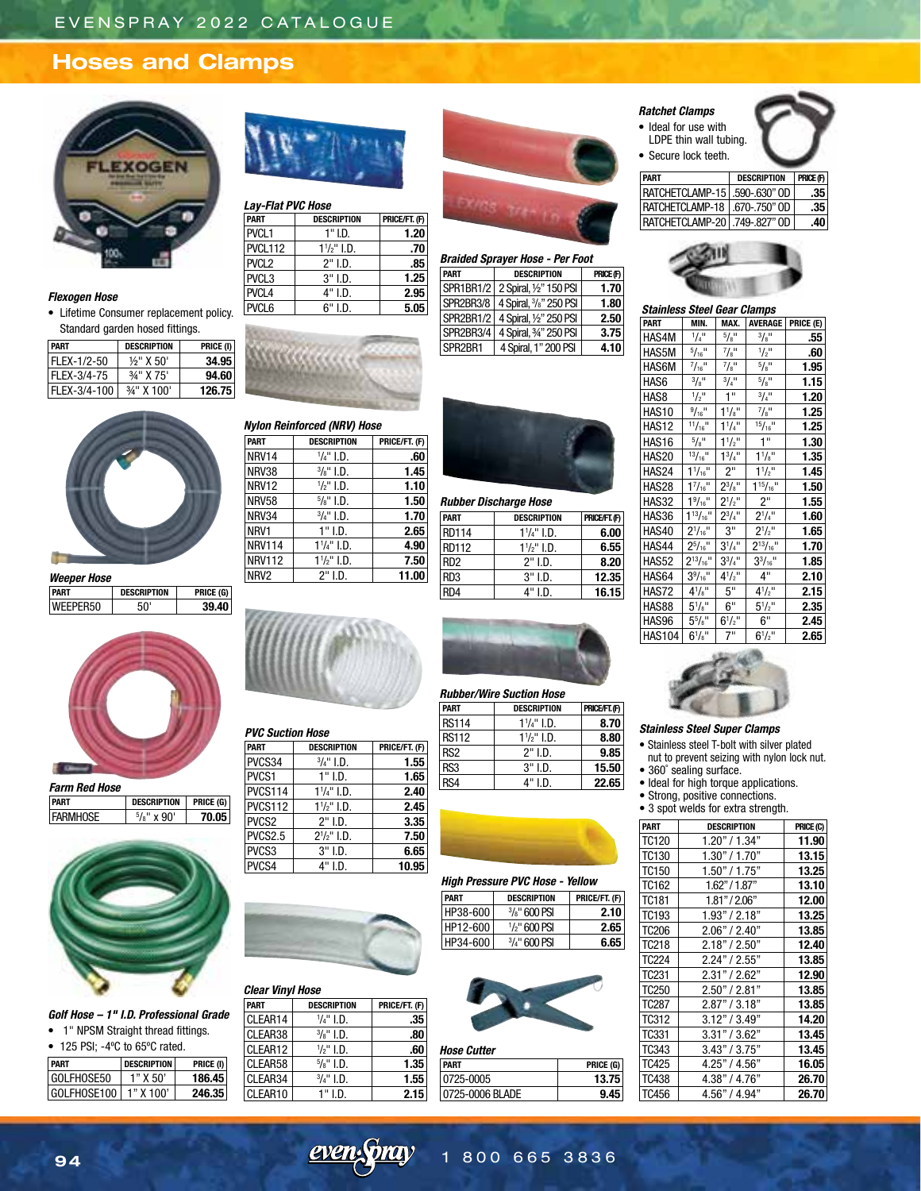# Hoses and Clamps

### Flexogen Hose

- Lifetime Consumer replacement policy. Standard garden hosed fittings.

| PART | DESCRIPTION | PRICE (I) |
|---|---|---|
| FLEX-1/2-50 | ½" X 50' | 34.95 |
| FLEX-3/4-75 | ¾" X 75' | 94.60 |
| FLEX-3/4-100 | ¾" X 100' | 126.75 |

### Weeper Hose

| PART | DESCRIPTION | PRICE (G) |
|---|---|---|
| WEEPER50 | 50' | 39.40 |

### Farm Red Hose

| PART | DESCRIPTION | PRICE (G) |
|---|---|---|
| FARMHOSE | 5/8" x 90' | 70.05 |

### Golf Hose – 1" I.D. Professional Grade

- 1" NPSM Straight thread fittings.
- 125 PSI; -4ºC to 65ºC rated.

| PART | DESCRIPTION | PRICE (I) |
|---|---|---|
| GOLFHOSE50 | 1" X 50' | 186.45 |
| GOLFHOSE100 | 1" X 100' | 246.35 |

### Lay-Flat PVC Hose

| PART | DESCRIPTION | PRICE/FT. (F) |
|---|---|---|
| PVCL1 | 1" I.D. | 1.20 |
| PVCL112 | 1½" I.D. | .70 |
| PVCL2 | 2" I.D. | .85 |
| PVCL3 | 3" I.D. | 1.25 |
| PVCL4 | 4" I.D. | 2.95 |
| PVCL6 | 6" I.D. | 5.05 |

### Nylon Reinforced (NRV) Hose

| PART | DESCRIPTION | PRICE/FT. (F) |
|---|---|---|
| NRV14 | ¼" I.D. | .60 |
| NRV38 | ⅜" I.D. | 1.45 |
| NRV12 | ½" I.D. | 1.10 |
| NRV58 | ⅝" I.D. | 1.50 |
| NRV34 | ¾" I.D. | 1.70 |
| NRV1 | 1" I.D. | 2.65 |
| NRV114 | 1¼" I.D. | 4.90 |
| NRV112 | 1½" I.D. | 7.50 |
| NRV2 | 2" I.D. | 11.00 |

### PVC Suction Hose

| PART | DESCRIPTION | PRICE/FT. (F) |
|---|---|---|
| PVCS34 | ¾" I.D. | 1.55 |
| PVCS1 | 1" I.D. | 1.65 |
| PVCS114 | 1¼" I.D. | 2.40 |
| PVCS112 | 1½" I.D. | 2.45 |
| PVCS2 | 2" I.D. | 3.35 |
| PVCS2.5 | 2½" I.D. | 7.50 |
| PVCS3 | 3" I.D. | 6.65 |
| PVCS4 | 4" I.D. | 10.95 |

### Clear Vinyl Hose

| PART | DESCRIPTION | PRICE/FT. (F) |
|---|---|---|
| CLEAR14 | ¼" I.D. | .35 |
| CLEAR38 | ⅜" I.D. | .80 |
| CLEAR12 | ½" I.D. | .60 |
| CLEAR58 | ⅝" I.D. | 1.35 |
| CLEAR34 | ¾" I.D. | 1.55 |
| CLEAR10 | 1" I.D. | 2.15 |

### Braided Sprayer Hose - Per Foot

| PART | DESCRIPTION | PRICE (F) |
|---|---|---|
| SPR1BR1/2 | 2 Spiral, ½" 150 PSI | 1.70 |
| SPR2BR3/8 | 4 Spiral, ⅜" 250 PSI | 1.80 |
| SPR2BR1/2 | 4 Spiral, ½" 250 PSI | 2.50 |
| SPR2BR3/4 | 4 Spiral, ¾" 250 PSI | 3.75 |
| SPR2BR1 | 4 Spiral, 1" 200 PSI | 4.10 |

### Rubber Discharge Hose

| PART | DESCRIPTION | PRICE/FT. (F) |
|---|---|---|
| RD114 | 1¼" I.D. | 6.00 |
| RD112 | 1½" I.D. | 6.55 |
| RD2 | 2" I.D. | 8.20 |
| RD3 | 3" I.D. | 12.35 |
| RD4 | 4" I.D. | 16.15 |

### Rubber/Wire Suction Hose

| PART | DESCRIPTION | PRICE/FT. (F) |
|---|---|---|
| RS114 | 1¼" I.D. | 8.70 |
| RS112 | 1½" I.D. | 8.80 |
| RS2 | 2" I.D. | 9.85 |
| RS3 | 3" I.D. | 15.50 |
| RS4 | 4" I.D. | 22.65 |

### High Pressure PVC Hose - Yellow

| PART | DESCRIPTION | PRICE/FT. (F) |
|---|---|---|
| HP38-600 | ⅜" 600 PSI | 2.10 |
| HP12-600 | ½" 600 PSI | 2.65 |
| HP34-600 | ¾" 600 PSI | 6.65 |

### Hose Cutter

| PART | PRICE (G) |
|---|---|
| 0725-0005 | 13.75 |
| 0725-0006 BLADE | 9.45 |

### Ratchet Clamps

- Ideal for use with LDPE thin wall tubing.
- Secure lock teeth.

| PART | DESCRIPTION | PRICE (F) |
|---|---|---|
| RATCHETCLAMP-15 | .590-.630" OD | .35 |
| RATCHETCLAMP-18 | .670-.750" OD | .35 |
| RATCHETCLAMP-20 | .749-.827" OD | .40 |

### Stainless Steel Gear Clamps

| PART | MIN. | MAX. | AVERAGE | PRICE (E) |
|---|---|---|---|---|
| HAS4M | 1/4" | 5/8" | 3/8" | .55 |
| HAS5M | 5/16" | 7/8" | 1/2" | .60 |
| HAS6M | 7/16" | 7/8" | 5/8" | 1.95 |
| HAS6 | 3/8" | 3/4" | 5/8" | 1.15 |
| HAS8 | 1/2" | 1" | 3/4" | 1.20 |
| HAS10 | 9/16" | 1 1/8" | 7/8" | 1.25 |
| HAS12 | 11/16" | 1 1/4" | 15/16" | 1.25 |
| HAS16 | 5/8" | 1 1/2" | 1" | 1.30 |
| HAS20 | 13/16" | 1 3/4" | 1 1/8" | 1.35 |
| HAS24 | 1 1/16" | 2" | 1 1/2" | 1.45 |
| HAS28 | 1 7/16" | 2 3/8" | 1 15/16" | 1.50 |
| HAS32 | 1 9/16" | 2 1/2" | 2" | 1.55 |
| HAS36 | 1 13/16" | 2 3/4" | 2 1/4" | 1.60 |
| HAS40 | 2 1/16" | 3" | 2 1/2" | 1.65 |
| HAS44 | 2 5/16" | 3 1/4" | 2 13/16" | 1.70 |
| HAS52 | 2 13/16" | 3 3/4" | 3 3/8" | 1.85 |
| HAS64 | 3 9/16" | 4 1/2" | 4" | 2.10 |
| HAS72 | 4 1/8" | 5" | 4 1/2" | 2.15 |
| HAS88 | 5 1/8" | 6" | 5 1/2" | 2.35 |
| HAS96 | 5 5/8" | 6 1/2" | 6" | 2.45 |
| HAS104 | 6 1/8" | 7" | 6 1/2" | 2.65 |

### Stainless Steel Super Clamps

- Stainless steel T-bolt with silver plated nut to prevent seizing with nylon lock nut.
- 360˚ sealing surface.
- Ideal for high torque applications.
- Strong, positive connections.
- 3 spot welds for extra strength.

| PART | DESCRIPTION | PRICE (C) |
|---|---|---|
| TC120 | 1.20" / 1.34" | 11.90 |
| TC130 | 1.30" / 1.70" | 13.15 |
| TC150 | 1.50" / 1.75" | 13.25 |
| TC162 | 1.62" / 1.87" | 13.10 |
| TC181 | 1.81" / 2.06" | 12.00 |
| TC193 | 1.93" / 2.18" | 13.25 |
| TC206 | 2.06" / 2.40" | 13.85 |
| TC218 | 2.18" / 2.50" | 12.40 |
| TC224 | 2.24" / 2.55" | 13.85 |
| TC231 | 2.31" / 2.62" | 12.90 |
| TC250 | 2.50" / 2.81" | 13.85 |
| TC287 | 2.87" / 3.18" | 13.85 |
| TC312 | 3.12" / 3.49" | 14.20 |
| TC331 | 3.31" / 3.62" | 13.45 |
| TC343 | 3.43" / 3.75" | 13.45 |
| TC425 | 4.25" / 4.56" | 16.05 |
| TC438 | 4.38" / 4.76" | 26.70 |
| TC456 | 4.56" / 4.94" | 26.70 |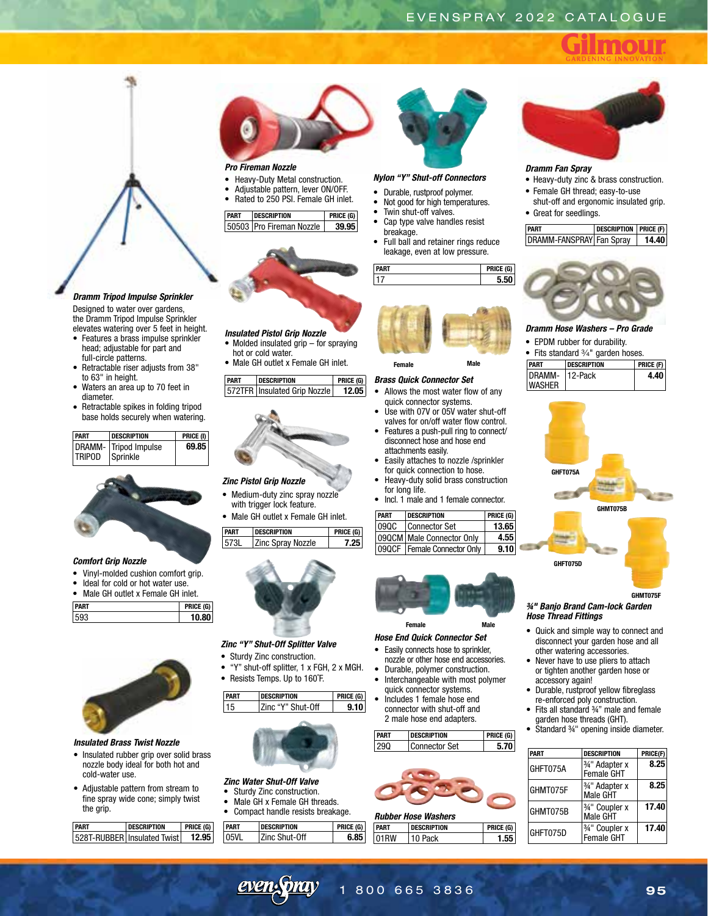### Dramm Tripod Impulse Sprinkler

Designed to water over gardens, the Dramm Tripod Impulse Sprinkler elevates watering over 5 feet in height.

- Features a brass impulse sprinkler head; adjustable for part and full-circle patterns.
- Retractable riser adjusts from 38" to 63" in height.
- Waters an area up to 70 feet in diameter.
- Retractable spikes in folding tripod base holds securely when watering.

| PART | DESCRIPTION | PRICE (I) |
|---|---|---|
| DRAMM-TRIPOD | Tripod Impulse Sprinkle | 69.85 |

### Comfort Grip Nozzle

- Vinyl-molded cushion comfort grip.
- Ideal for cold or hot water use.
- Male GH outlet x Female GH inlet.

| PART | PRICE (G) |
|---|---|
| 593 | 10.80 |

### Insulated Brass Twist Nozzle

- Insulated rubber grip over solid brass nozzle body ideal for both hot and cold-water use.
- Adjustable pattern from stream to fine spray wide cone; simply twist the grip.

| PART | DESCRIPTION | PRICE (G) |
|---|---|---|
| 528T-RUBBER | Insulated Twist | 12.95 |

### Pro Fireman Nozzle

- Heavy-Duty Metal construction.
- Adjustable pattern, lever ON/OFF.
- Rated to 250 PSI. Female GH inlet.

| PART | DESCRIPTION | PRICE (G) |
|---|---|---|
| 50503 | Pro Fireman Nozzle | 39.95 |

### Insulated Pistol Grip Nozzle

- Molded insulated grip – for spraying hot or cold water.
- Male GH outlet x Female GH inlet.

| PART | DESCRIPTION | PRICE (G) |
|---|---|---|
| 572TFR | Insulated Grip Nozzle | 12.05 |

### Zinc Pistol Grip Nozzle

- Medium-duty zinc spray nozzle with trigger lock feature.
- Male GH outlet x Female GH inlet.

| PART | DESCRIPTION | PRICE (G) |
|---|---|---|
| 573L | Zinc Spray Nozzle | 7.25 |

### Zinc "Y" Shut-Off Splitter Valve

- Sturdy Zinc construction.
- "Y" shut-off splitter, 1 x FGH, 2 x MGH.
- Resists Temps. Up to 160˚F.

| PART | DESCRIPTION | PRICE (G) |
|---|---|---|
| 15 | Zinc "Y" Shut-Off | 9.10 |

### Zinc Water Shut-Off Valve

- Sturdy Zinc construction.
- Male GH x Female GH threads.
- Compact handle resists breakage.

| PART | DESCRIPTION | PRICE (G) |
|---|---|---|
| 05VL | Zinc Shut-Off | 6.85 |

### Nylon "Y" Shut-off Connectors

- Durable, rustproof polymer.
- Not good for high temperatures.
- Twin shut-off valves.
- Cap type valve handles resist breakage.
- Full ball and retainer rings reduce leakage, even at low pressure.

| PART | PRICE (G) |
|---|---|
| 17 | 5.50 |

Female Male

### Brass Quick Connector Set

- Allows the most water flow of any quick connector systems.
- Use with 07V or 05V water shut-off valves for on/off water flow control.
- Features a push-pull ring to connect/disconnect hose and hose end attachments easily.
- Easily attaches to nozzle /sprinkler for quick connection to hose.
- Heavy-duty solid brass construction for long life.
- Incl. 1 male and 1 female connector.

| PART | DESCRIPTION | PRICE (G) |
|---|---|---|
| 09QC | Connector Set | 13.65 |
| 09QCM | Male Connector Only | 4.55 |
| 09QCF | Female Connector Only | 9.10 |

Female Male

### Hose End Quick Connector Set

- Easily connects hose to sprinkler, nozzle or other hose end accessories.
- Durable, polymer construction.
- Interchangeable with most polymer quick connector systems.
- Includes 1 female hose end connector with shut-off and 2 male hose end adapters.

| PART | DESCRIPTION | PRICE (G) |
|---|---|---|
| 29Q | Connector Set | 5.70 |

### Rubber Hose Washers

| PART | DESCRIPTION | PRICE (G) |
|---|---|---|
| 01RW | 10 Pack | 1.55 |

### Dramm Fan Spray

- Heavy-duty zinc & brass construction.
- Female GH thread; easy-to-use shut-off and ergonomic insulated grip.
- Great for seedlings.

| PART | DESCRIPTION | PRICE (F) |
|---|---|---|
| DRAMM-FANSPRAY | Fan Spray | 14.40 |

### Dramm Hose Washers – Pro Grade

- EPDM rubber for durability.
- Fits standard ¾" garden hoses.

| PART | DESCRIPTION | PRICE (F) |
|---|---|---|
| DRAMM-WASHER | 12-Pack | 4.40 |

GHFT075A GHMT075B GHFT075D GHMT075F

### ¾" Banjo Brand Cam-lock Garden Hose Thread Fittings

- Quick and simple way to connect and disconnect your garden hose and all other watering accessories.
- Never have to use pliers to attach or tighten another garden hose or accessory again!
- Durable, rustproof yellow fibreglass re-enforced poly construction.
- Fits all standard ¾" male and female garden hose threads (GHT).
- Standard ¾" opening inside diameter.

| PART | DESCRIPTION | PRICE(F) |
|---|---|---|
| GHFT075A | ¾" Adapter x Female GHT | 8.25 |
| GHMT075F | ¾" Adapter x Male GHT | 8.25 |
| GHMT075B | ¾" Coupler x Male GHT | 17.40 |
| GHFT075D | ¾" Coupler x Female GHT | 17.40 |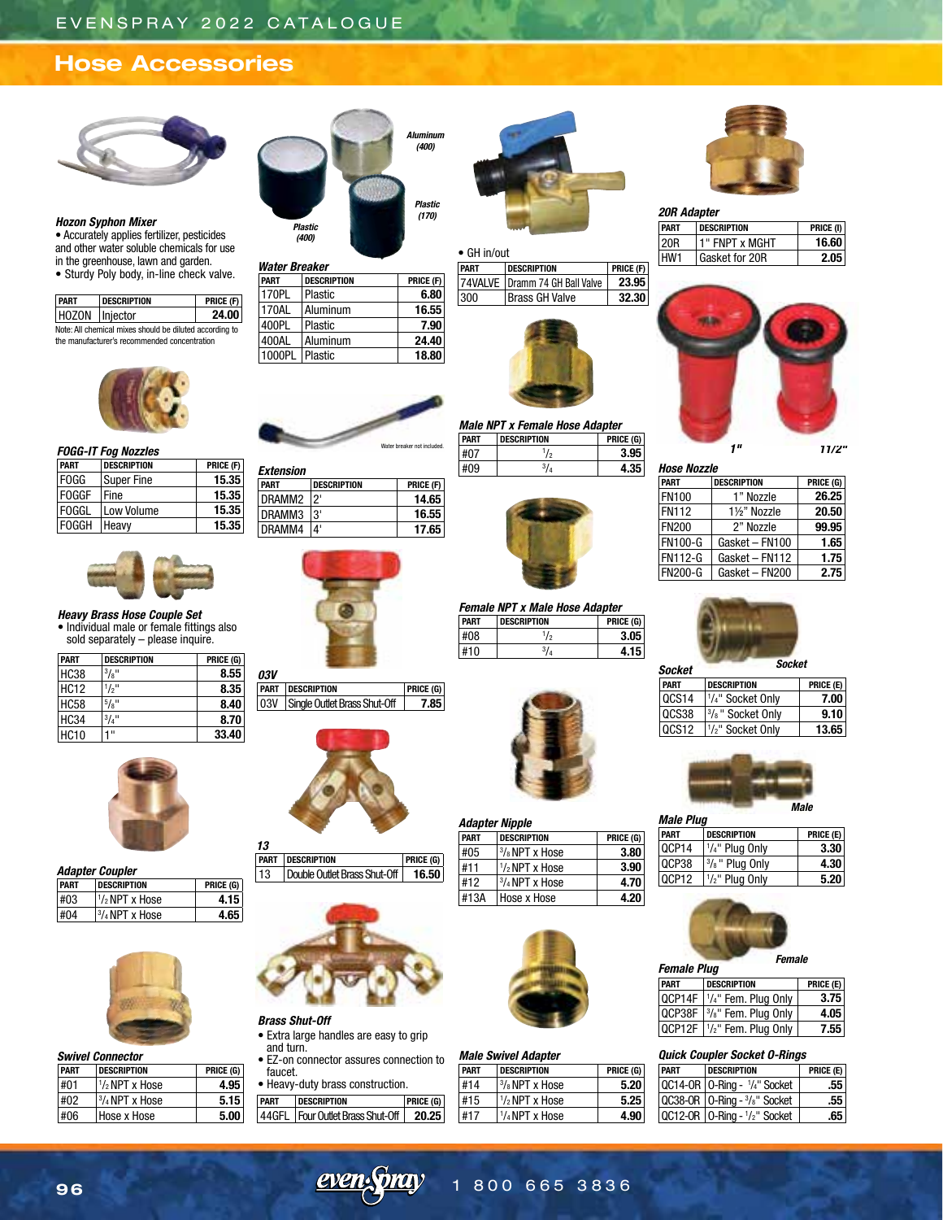# Hose Accessories

### Hozon Syphon Mixer

- Accurately applies fertilizer, pesticides and other water soluble chemicals for use in the greenhouse, lawn and garden.
- Sturdy Poly body, in-line check valve.

| PART | DESCRIPTION | PRICE (F) |
|---|---|---|
| HOZON | Injector | 24.00 |

Note: All chemical mixes should be diluted according to the manufacturer's recommended concentration

### FOGG-IT Fog Nozzles

| PART | DESCRIPTION | PRICE (F) |
|---|---|---|
| FOGG | Super Fine | 15.35 |
| FOGGF | Fine | 15.35 |
| FOGGL | Low Volume | 15.35 |
| FOGGH | Heavy | 15.35 |

### Heavy Brass Hose Couple Set

- Individual male or female fittings also sold separately – please inquire.

| PART | DESCRIPTION | PRICE (G) |
|---|---|---|
| HC38 | 3/8" | 8.55 |
| HC12 | 1/2" | 8.35 |
| HC58 | 5/8" | 8.40 |
| HC34 | 3/4" | 8.70 |
| HC10 | 1" | 33.40 |

### Adapter Coupler

| PART | DESCRIPTION | PRICE (G) |
|---|---|---|
| #03 | 1/2 NPT x Hose | 4.15 |
| #04 | 3/4 NPT x Hose | 4.65 |

### Swivel Connector

| PART | DESCRIPTION | PRICE (G) |
|---|---|---|
| #01 | 1/2 NPT x Hose | 4.95 |
| #02 | 3/4 NPT x Hose | 5.15 |
| #06 | Hose x Hose | 5.00 |

### Water Breaker

Aluminum (400) · Plastic (170) · Plastic (400)

| PART | DESCRIPTION | PRICE (F) |
|---|---|---|
| 170PL | Plastic | 6.80 |
| 170AL | Aluminum | 16.55 |
| 400PL | Plastic | 7.90 |
| 400AL | Aluminum | 24.40 |
| 1000PL | Plastic | 18.80 |

### Extension

Water breaker not included.

| PART | DESCRIPTION | PRICE (F) |
|---|---|---|
| DRAMM2 | 2' | 14.65 |
| DRAMM3 | 3' | 16.55 |
| DRAMM4 | 4' | 17.65 |

### 03V

| PART | DESCRIPTION | PRICE (G) |
|---|---|---|
| 03V | Single Outlet Brass Shut-Off | 7.85 |

### 13

| PART | DESCRIPTION | PRICE (G) |
|---|---|---|
| 13 | Double Outlet Brass Shut-Off | 16.50 |

### Brass Shut-Off

- Extra large handles are easy to grip and turn.
- EZ-on connector assures connection to faucet.
- Heavy-duty brass construction.

| PART | DESCRIPTION | PRICE (G) |
|---|---|---|
| 44GFL | Four Outlet Brass Shut-Off | 20.25 |

### GH in/out

- GH in/out

| PART | DESCRIPTION | PRICE (F) |
|---|---|---|
| 74VALVE | Dramm 74 GH Ball Valve | 23.95 |
| 300 | Brass GH Valve | 32.30 |

### Male NPT x Female Hose Adapter

| PART | DESCRIPTION | PRICE (G) |
|---|---|---|
| #07 | 1/2 | 3.95 |
| #09 | 3/4 | 4.35 |

### Female NPT x Male Hose Adapter

| PART | DESCRIPTION | PRICE (G) |
|---|---|---|
| #08 | 1/2 | 3.05 |
| #10 | 3/4 | 4.15 |

### Adapter Nipple

| PART | DESCRIPTION | PRICE (G) |
|---|---|---|
| #05 | 3/8 NPT x Hose | 3.80 |
| #11 | 1/2 NPT x Hose | 3.90 |
| #12 | 3/4 NPT x Hose | 4.70 |
| #13A | Hose x Hose | 4.20 |

### Male Swivel Adapter

| PART | DESCRIPTION | PRICE (G) |
|---|---|---|
| #14 | 3/8 NPT x Hose | 5.20 |
| #15 | 1/2 NPT x Hose | 5.25 |
| #17 | 1/4 NPT x Hose | 4.90 |

### 20R Adapter

| PART | DESCRIPTION | PRICE (I) |
|---|---|---|
| 20R | 1" FNPT x MGHT | 16.60 |
| HW1 | Gasket for 20R | 2.05 |

### Hose Nozzle

1" · 11/2"

| PART | DESCRIPTION | PRICE (G) |
|---|---|---|
| FN100 | 1" Nozzle | 26.25 |
| FN112 | 1½" Nozzle | 20.50 |
| FN200 | 2" Nozzle | 99.95 |
| FN100-G | Gasket – FN100 | 1.65 |
| FN112-G | Gasket – FN112 | 1.75 |
| FN200-G | Gasket – FN200 | 2.75 |

### Socket

| PART | DESCRIPTION | PRICE (E) |
|---|---|---|
| QCS14 | 1/4" Socket Only | 7.00 |
| QCS38 | 3/8" Socket Only | 9.10 |
| QCS12 | 1/2" Socket Only | 13.65 |

### Male Plug

| PART | DESCRIPTION | PRICE (E) |
|---|---|---|
| QCP14 | 1/4" Plug Only | 3.30 |
| QCP38 | 3/8" Plug Only | 4.30 |
| QCP12 | 1/2" Plug Only | 5.20 |

### Female Plug

| PART | DESCRIPTION | PRICE (E) |
|---|---|---|
| QCP14F | 1/4" Fem. Plug Only | 3.75 |
| QCP38F | 3/8" Fem. Plug Only | 4.05 |
| QCP12F | 1/2" Fem. Plug Only | 7.55 |

### Quick Coupler Socket O-Rings

| PART | DESCRIPTION | PRICE (E) |
|---|---|---|
| QC14-OR | O-Ring - 1/4" Socket | .55 |
| QC38-OR | O-Ring - 3/8" Socket | .55 |
| QC12-OR | O-Ring - 1/2" Socket | .65 |

even·Spray 1 800 665 3836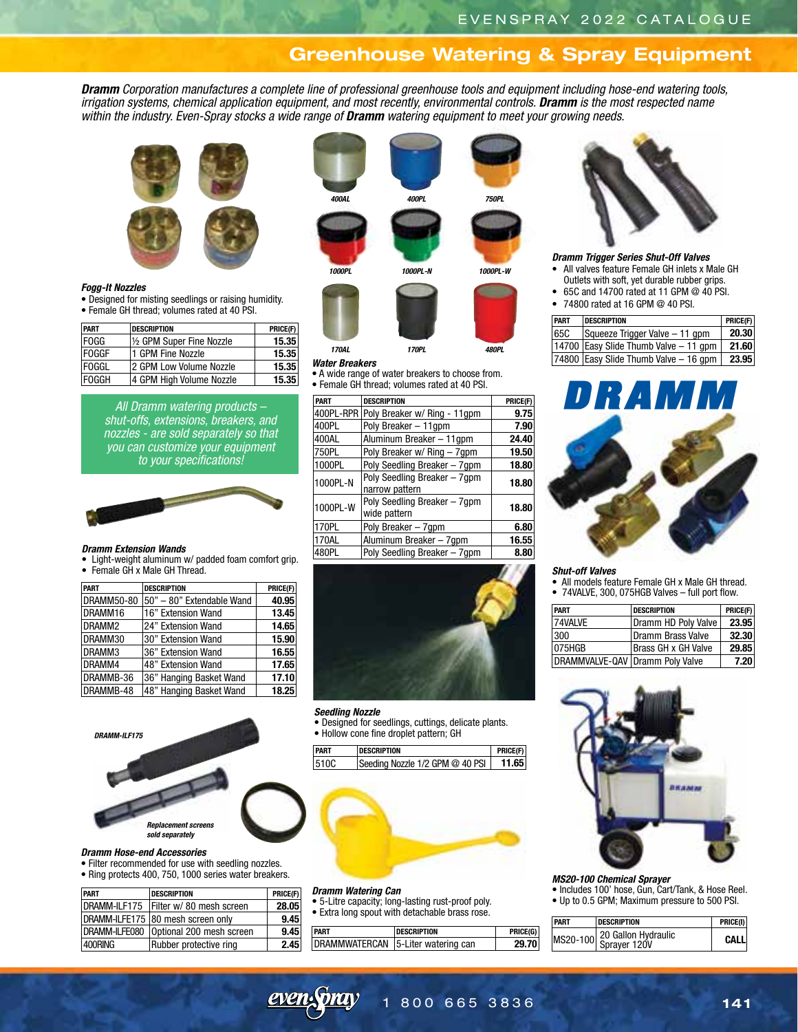## Greenhouse Watering & Spray Equipment

***Dramm*** *Corporation manufactures a complete line of professional greenhouse tools and equipment including hose-end watering tools, irrigation systems, chemical application equipment, and most recently, environmental controls.* ***Dramm*** *is the most respected name within the industry. Even-Spray stocks a wide range of* ***Dramm*** *watering equipment to meet your growing needs.*

### *Fogg-It Nozzles*

- Designed for misting seedlings or raising humidity.
- Female GH thread; volumes rated at 40 PSI.

| PART | DESCRIPTION | PRICE(F) |
|---|---|---|
| FOGG | ½ GPM Super Fine Nozzle | **15.35** |
| FOGGF | 1 GPM Fine Nozzle | **15.35** |
| FOGGL | 2 GPM Low Volume Nozzle | **15.35** |
| FOGGH | 4 GPM High Volume Nozzle | **15.35** |

*All Dramm watering products – shut-offs, extensions, breakers, and nozzles - are sold separately so that you can customize your equipment to your specifications!*

### *Dramm Extension Wands*

- Light-weight aluminum w/ padded foam comfort grip.
- Female GH x Male GH Thread.

| PART | DESCRIPTION | PRICE(F) |
|---|---|---|
| DRAMM50-80 | 50" – 80" Extendable Wand | **40.95** |
| DRAMM16 | 16" Extension Wand | **13.45** |
| DRAMM2 | 24" Extension Wand | **14.65** |
| DRAMM30 | 30" Extension Wand | **15.90** |
| DRAMM3 | 36" Extension Wand | **16.55** |
| DRAMM4 | 48" Extension Wand | **17.65** |
| DRAMMB-36 | 36" Hanging Basket Wand | **17.10** |
| DRAMMB-48 | 48" Hanging Basket Wand | **18.25** |

*DRAMM-ILF175*

*Replacement screens sold separately*

### *Dramm Hose-end Accessories*

- Filter recommended for use with seedling nozzles.
- Ring protects 400, 750, 1000 series water breakers.

| PART | DESCRIPTION | PRICE(F) |
|---|---|---|
| DRAMM-ILF175 | Filter w/ 80 mesh screen | **28.05** |
| DRAMM-ILFE175 | 80 mesh screen only | **9.45** |
| DRAMM-ILFE080 | Optional 200 mesh screen | **9.45** |
| 400RING | Rubber protective ring | **2.45** |

*400AL* *400PL* *750PL*

*1000PL* *1000PL-N* *1000PL-W*

*170AL* *170PL* *480PL*

### *Water Breakers*

- A wide range of water breakers to choose from.
- Female GH thread; volumes rated at 40 PSI.

| PART | DESCRIPTION | PRICE(F) |
|---|---|---|
| 400PL-RPR | Poly Breaker w/ Ring - 11gpm | **9.75** |
| 400PL | Poly Breaker – 11gpm | **7.90** |
| 400AL | Aluminum Breaker – 11gpm | **24.40** |
| 750PL | Poly Breaker w/ Ring – 7gpm | **19.50** |
| 1000PL | Poly Seedling Breaker – 7gpm | **18.80** |
| 1000PL-N | Poly Seedling Breaker – 7gpm narrow pattern | **18.80** |
| 1000PL-W | Poly Seedling Breaker – 7gpm wide pattern | **18.80** |
| 170PL | Poly Breaker – 7gpm | **6.80** |
| 170AL | Aluminum Breaker – 7gpm | **16.55** |
| 480PL | Poly Seedling Breaker – 7gpm | **8.80** |

### *Seedling Nozzle*

- Designed for seedlings, cuttings, delicate plants.
- Hollow cone fine droplet pattern; GH

| PART | DESCRIPTION | PRICE(F) |
|---|---|---|
| 510C | Seeding Nozzle 1/2 GPM @ 40 PSI | **11.65** |

### *Dramm Watering Can*

- 5-Litre capacity; long-lasting rust-proof poly.
- Extra long spout with detachable brass rose.

| PART | DESCRIPTION | PRICE(G) |
|---|---|---|
| DRAMMWATERCAN | 5-Liter watering can | **29.70** |

### *Dramm Trigger Series Shut-Off Valves*

- All valves feature Female GH inlets x Male GH Outlets with soft, yet durable rubber grips.
- 65C and 14700 rated at 11 GPM @ 40 PSI.
- 74800 rated at 16 GPM @ 40 PSI.

| PART | DESCRIPTION | PRICE(F) |
|---|---|---|
| 65C | Squeeze Trigger Valve – 11 gpm | **20.30** |
| 14700 | Easy Slide Thumb Valve – 11 gpm | **21.60** |
| 74800 | Easy Slide Thumb Valve – 16 gpm | **23.95** |

**DRAMM**

### *Shut-off Valves*

- All models feature Female GH x Male GH thread.
- 74VALVE, 300, 075HGB Valves – full port flow.

| PART | DESCRIPTION | PRICE(F) |
|---|---|---|
| 74VALVE | Dramm HD Poly Valve | **23.95** |
| 300 | Dramm Brass Valve | **32.30** |
| 075HGB | Brass GH x GH Valve | **29.85** |
| DRAMMVALVE-QAV | Dramm Poly Valve | **7.20** |

### *MS20-100 Chemical Sprayer*

- Includes 100' hose, Gun, Cart/Tank, & Hose Reel.
- Up to 0.5 GPM; Maximum pressure to 500 PSI.

| PART | DESCRIPTION | PRICE(I) |
|---|---|---|
| MS20-100 | 20 Gallon Hydraulic Sprayer 120V | **CALL** |